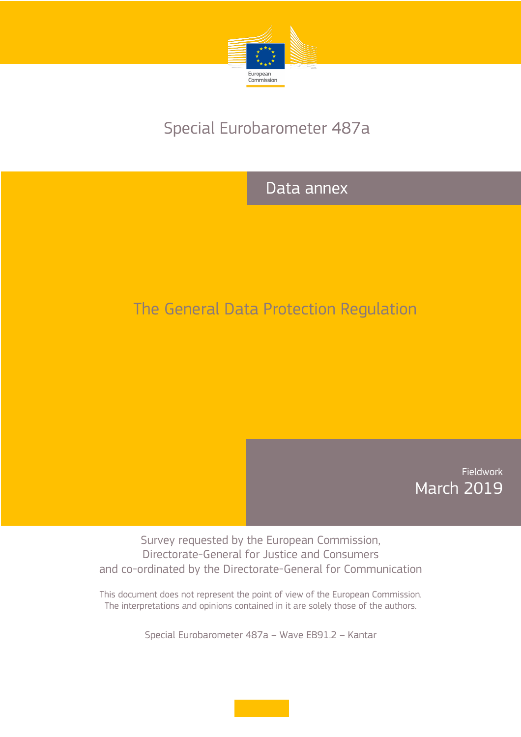European Commission

# Special Eurobarometer 487a

## Data annex

# The General Data Protection Regulation

Fieldwork
March 2019

Survey requested by the European Commission,
Directorate-General for Justice and Consumers
and co-ordinated by the Directorate-General for Communication

This document does not represent the point of view of the European Commission.
The interpretations and opinions contained in it are solely those of the authors.

Special Eurobarometer 487a – Wave EB91.2 – Kantar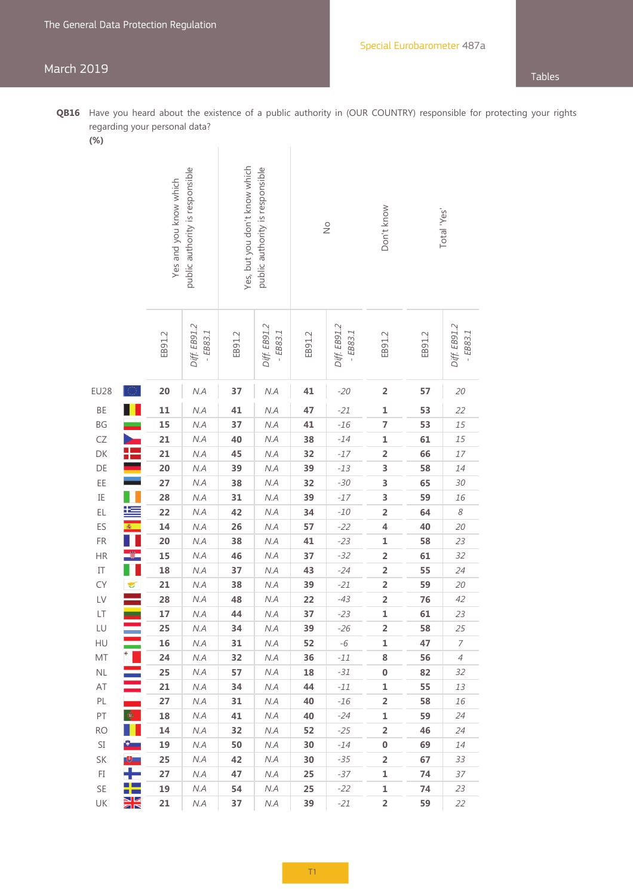**QB16** Have you heard about the existence of a public authority in (OUR COUNTRY) responsible for protecting your rights regarding your personal data?

**(%)**

| | Yes and you know which public authority is responsible | | Yes, but you don't know which public authority is responsible | | No | | Don't know | Total 'Yes' | |
|---|---|---|---|---|---|---|---|---|---|
| | EB91.2 | *Diff. EB91.2 - EB83.1* | EB91.2 | *Diff. EB91.2 - EB83.1* | EB91.2 | *Diff. EB91.2 - EB83.1* | EB91.2 | EB91.2 | *Diff. EB91.2 - EB83.1* |
| EU28 | **20** | *N.A* | **37** | *N.A* | **41** | *-20* | **2** | **57** | *20* |
| BE | **11** | *N.A* | **41** | *N.A* | **47** | *-21* | **1** | **53** | *22* |
| BG | **15** | *N.A* | **37** | *N.A* | **41** | *-16* | **7** | **53** | *15* |
| CZ | **21** | *N.A* | **40** | *N.A* | **38** | *-14* | **1** | **61** | *15* |
| DK | **21** | *N.A* | **45** | *N.A* | **32** | *-17* | **2** | **66** | *17* |
| DE | **20** | *N.A* | **39** | *N.A* | **39** | *-13* | **3** | **58** | *14* |
| EE | **27** | *N.A* | **38** | *N.A* | **32** | *-30* | **3** | **65** | *30* |
| IE | **28** | *N.A* | **31** | *N.A* | **39** | *-17* | **3** | **59** | *16* |
| EL | **22** | *N.A* | **42** | *N.A* | **34** | *-10* | **2** | **64** | *8* |
| ES | **14** | *N.A* | **26** | *N.A* | **57** | *-22* | **4** | **40** | *20* |
| FR | **20** | *N.A* | **38** | *N.A* | **41** | *-23* | **1** | **58** | *23* |
| HR | **15** | *N.A* | **46** | *N.A* | **37** | *-32* | **2** | **61** | *32* |
| IT | **18** | *N.A* | **37** | *N.A* | **43** | *-24* | **2** | **55** | *24* |
| CY | **21** | *N.A* | **38** | *N.A* | **39** | *-21* | **2** | **59** | *20* |
| LV | **28** | *N.A* | **48** | *N.A* | **22** | *-43* | **2** | **76** | *42* |
| LT | **17** | *N.A* | **44** | *N.A* | **37** | *-23* | **1** | **61** | *23* |
| LU | **25** | *N.A* | **34** | *N.A* | **39** | *-26* | **2** | **58** | *25* |
| HU | **16** | *N.A* | **31** | *N.A* | **52** | *-6* | **1** | **47** | *7* |
| MT | **24** | *N.A* | **32** | *N.A* | **36** | *-11* | **8** | **56** | *4* |
| NL | **25** | *N.A* | **57** | *N.A* | **18** | *-31* | **0** | **82** | *32* |
| AT | **21** | *N.A* | **34** | *N.A* | **44** | *-11* | **1** | **55** | *13* |
| PL | **27** | *N.A* | **31** | *N.A* | **40** | *-16* | **2** | **58** | *16* |
| PT | **18** | *N.A* | **41** | *N.A* | **40** | *-24* | **1** | **59** | *24* |
| RO | **14** | *N.A* | **32** | *N.A* | **52** | *-25* | **2** | **46** | *24* |
| SI | **19** | *N.A* | **50** | *N.A* | **30** | *-14* | **0** | **69** | *14* |
| SK | **25** | *N.A* | **42** | *N.A* | **30** | *-35* | **2** | **67** | *33* |
| FI | **27** | *N.A* | **47** | *N.A* | **25** | *-37* | **1** | **74** | *37* |
| SE | **19** | *N.A* | **54** | *N.A* | **25** | *-22* | **1** | **74** | *23* |
| UK | **21** | *N.A* | **37** | *N.A* | **39** | *-21* | **2** | **59** | *22* |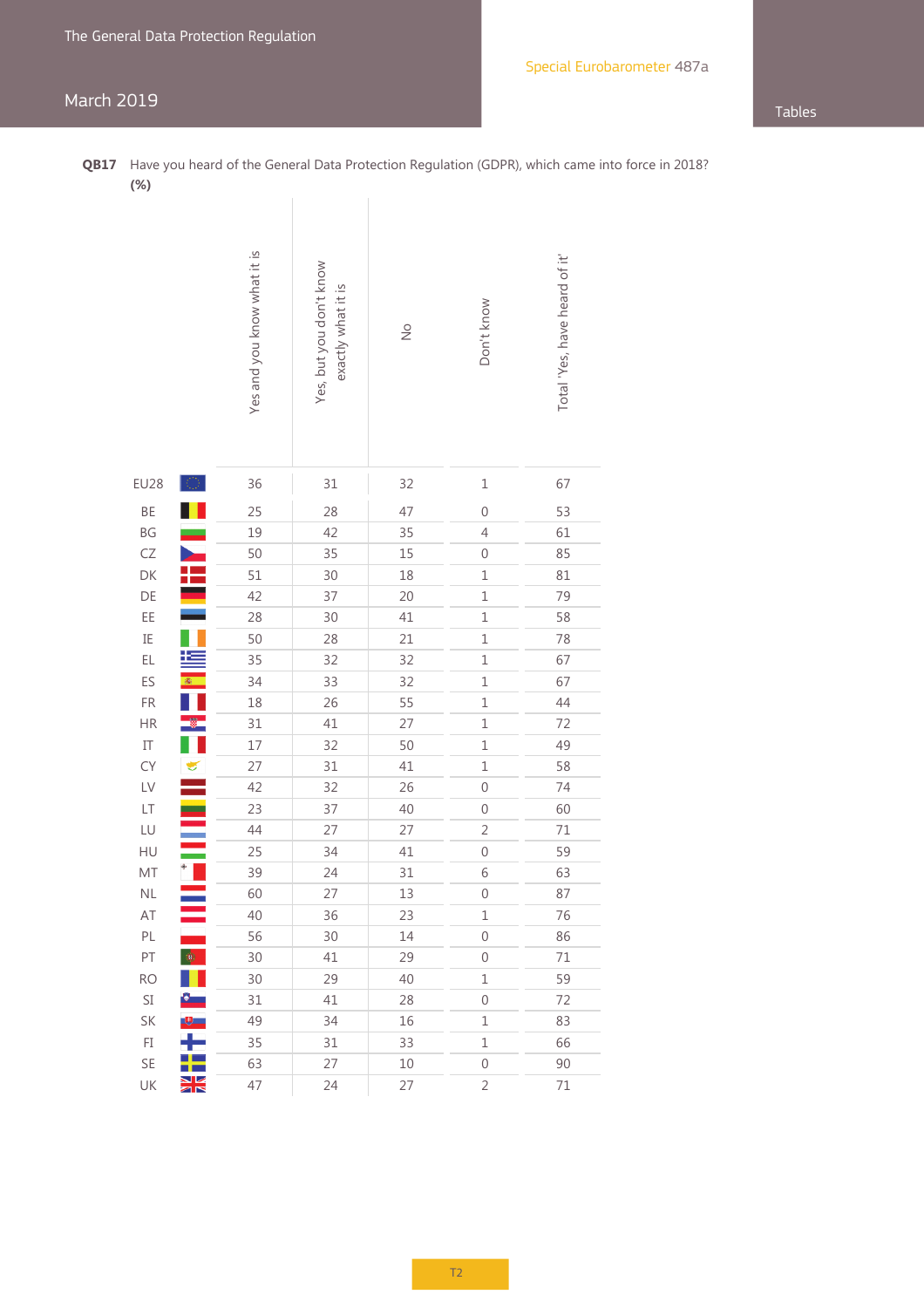**QB17** Have you heard of the General Data Protection Regulation (GDPR), which came into force in 2018?
**(%)**

| | Yes and you know what it is | Yes, but you don't know exactly what it is | No | Don't know | Total 'Yes, have heard of it' |
|---|---|---|---|---|---|
| EU28 | 36 | 31 | 32 | 1 | 67 |
| BE | 25 | 28 | 47 | 0 | 53 |
| BG | 19 | 42 | 35 | 4 | 61 |
| CZ | 50 | 35 | 15 | 0 | 85 |
| DK | 51 | 30 | 18 | 1 | 81 |
| DE | 42 | 37 | 20 | 1 | 79 |
| EE | 28 | 30 | 41 | 1 | 58 |
| IE | 50 | 28 | 21 | 1 | 78 |
| EL | 35 | 32 | 32 | 1 | 67 |
| ES | 34 | 33 | 32 | 1 | 67 |
| FR | 18 | 26 | 55 | 1 | 44 |
| HR | 31 | 41 | 27 | 1 | 72 |
| IT | 17 | 32 | 50 | 1 | 49 |
| CY | 27 | 31 | 41 | 1 | 58 |
| LV | 42 | 32 | 26 | 0 | 74 |
| LT | 23 | 37 | 40 | 0 | 60 |
| LU | 44 | 27 | 27 | 2 | 71 |
| HU | 25 | 34 | 41 | 0 | 59 |
| MT | 39 | 24 | 31 | 6 | 63 |
| NL | 60 | 27 | 13 | 0 | 87 |
| AT | 40 | 36 | 23 | 1 | 76 |
| PL | 56 | 30 | 14 | 0 | 86 |
| PT | 30 | 41 | 29 | 0 | 71 |
| RO | 30 | 29 | 40 | 1 | 59 |
| SI | 31 | 41 | 28 | 0 | 72 |
| SK | 49 | 34 | 16 | 1 | 83 |
| FI | 35 | 31 | 33 | 1 | 66 |
| SE | 63 | 27 | 10 | 0 | 90 |
| UK | 47 | 24 | 27 | 2 | 71 |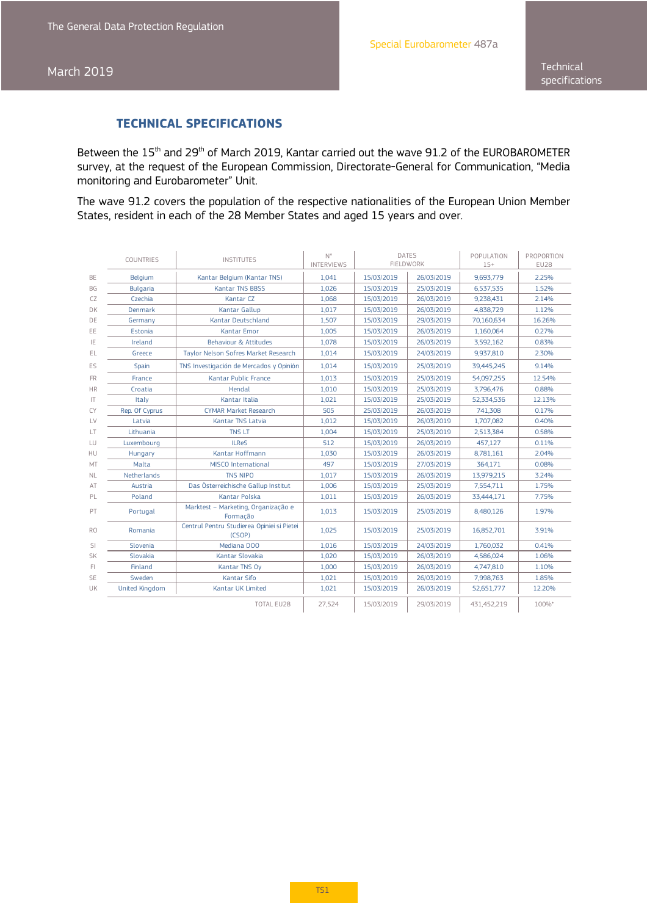# TECHNICAL SPECIFICATIONS

Between the 15th and 29th of March 2019, Kantar carried out the wave 91.2 of the EUROBAROMETER survey, at the request of the European Commission, Directorate-General for Communication, "Media monitoring and Eurobarometer" Unit.

The wave 91.2 covers the population of the respective nationalities of the European Union Member States, resident in each of the 28 Member States and aged 15 years and over.

| | COUNTRIES | INSTITUTES | N° INTERVIEWS | DATES FIELDWORK | | POPULATION 15+ | PROPORTION EU28 |
|---|---|---|---|---|---|---|---|
| BE | Belgium | Kantar Belgium (Kantar TNS) | 1,041 | 15/03/2019 | 26/03/2019 | 9,693,779 | 2.25% |
| BG | Bulgaria | Kantar TNS BBSS | 1,026 | 15/03/2019 | 25/03/2019 | 6,537,535 | 1.52% |
| CZ | Czechia | Kantar CZ | 1,068 | 15/03/2019 | 26/03/2019 | 9,238,431 | 2.14% |
| DK | Denmark | Kantar Gallup | 1,017 | 15/03/2019 | 26/03/2019 | 4,838,729 | 1.12% |
| DE | Germany | Kantar Deutschland | 1,507 | 15/03/2019 | 29/03/2019 | 70,160,634 | 16.26% |
| EE | Estonia | Kantar Emor | 1,005 | 15/03/2019 | 26/03/2019 | 1,160,064 | 0.27% |
| IE | Ireland | Behaviour & Attitudes | 1,078 | 15/03/2019 | 26/03/2019 | 3,592,162 | 0.83% |
| EL | Greece | Taylor Nelson Sofres Market Research | 1,014 | 15/03/2019 | 24/03/2019 | 9,937,810 | 2.30% |
| ES | Spain | TNS Investigación de Mercados y Opinión | 1,014 | 15/03/2019 | 25/03/2019 | 39,445,245 | 9.14% |
| FR | France | Kantar Public France | 1,013 | 15/03/2019 | 25/03/2019 | 54,097,255 | 12.54% |
| HR | Croatia | Hendal | 1,010 | 15/03/2019 | 25/03/2019 | 3,796,476 | 0.88% |
| IT | Italy | Kantar Italia | 1,021 | 15/03/2019 | 25/03/2019 | 52,334,536 | 12.13% |
| CY | Rep. Of Cyprus | CYMAR Market Research | 505 | 25/03/2019 | 26/03/2019 | 741,308 | 0.17% |
| LV | Latvia | Kantar TNS Latvia | 1,012 | 15/03/2019 | 26/03/2019 | 1,707,082 | 0.40% |
| LT | Lithuania | TNS LT | 1,004 | 15/03/2019 | 25/03/2019 | 2,513,384 | 0.58% |
| LU | Luxembourg | ILReS | 512 | 15/03/2019 | 26/03/2019 | 457,127 | 0.11% |
| HU | Hungary | Kantar Hoffmann | 1,030 | 15/03/2019 | 26/03/2019 | 8,781,161 | 2.04% |
| MT | Malta | MISCO International | 497 | 15/03/2019 | 27/03/2019 | 364,171 | 0.08% |
| NL | Netherlands | TNS NIPO | 1,017 | 15/03/2019 | 26/03/2019 | 13,979,215 | 3.24% |
| AT | Austria | Das Österreichische Gallup Institut | 1,006 | 15/03/2019 | 25/03/2019 | 7,554,711 | 1.75% |
| PL | Poland | Kantar Polska | 1,011 | 15/03/2019 | 26/03/2019 | 33,444,171 | 7.75% |
| PT | Portugal | Marktest – Marketing, Organização e Formação | 1,013 | 15/03/2019 | 25/03/2019 | 8,480,126 | 1.97% |
| RO | Romania | Centrul Pentru Studierea Opiniei si Pietei (CSOP) | 1,025 | 15/03/2019 | 25/03/2019 | 16,852,701 | 3.91% |
| SI | Slovenia | Mediana DOO | 1,016 | 15/03/2019 | 24/03/2019 | 1,760,032 | 0.41% |
| SK | Slovakia | Kantar Slovakia | 1,020 | 15/03/2019 | 26/03/2019 | 4,586,024 | 1.06% |
| FI | Finland | Kantar TNS Oy | 1,000 | 15/03/2019 | 26/03/2019 | 4,747,810 | 1.10% |
| SE | Sweden | Kantar Sifo | 1,021 | 15/03/2019 | 26/03/2019 | 7,998,763 | 1.85% |
| UK | United Kingdom | Kantar UK Limited | 1,021 | 15/03/2019 | 26/03/2019 | 52,651,777 | 12.20% |
| | | TOTAL EU28 | 27,524 | 15/03/2019 | 29/03/2019 | 431,452,219 | 100%* |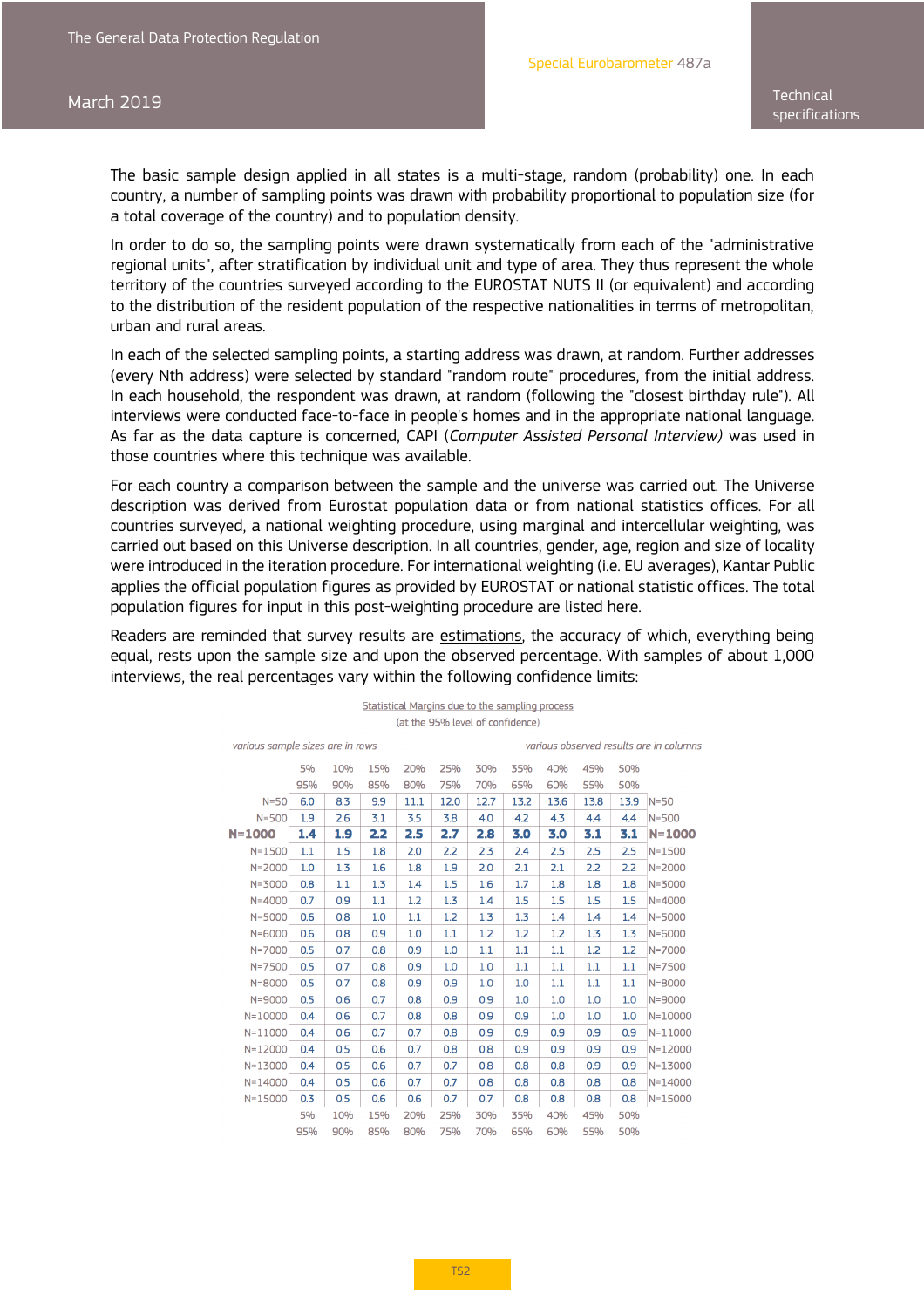The basic sample design applied in all states is a multi-stage, random (probability) one. In each country, a number of sampling points was drawn with probability proportional to population size (for a total coverage of the country) and to population density.

In order to do so, the sampling points were drawn systematically from each of the "administrative regional units", after stratification by individual unit and type of area. They thus represent the whole territory of the countries surveyed according to the EUROSTAT NUTS II (or equivalent) and according to the distribution of the resident population of the respective nationalities in terms of metropolitan, urban and rural areas.

In each of the selected sampling points, a starting address was drawn, at random. Further addresses (every Nth address) were selected by standard "random route" procedures, from the initial address. In each household, the respondent was drawn, at random (following the "closest birthday rule"). All interviews were conducted face-to-face in people's homes and in the appropriate national language. As far as the data capture is concerned, CAPI (*Computer Assisted Personal Interview)* was used in those countries where this technique was available.

For each country a comparison between the sample and the universe was carried out. The Universe description was derived from Eurostat population data or from national statistics offices. For all countries surveyed, a national weighting procedure, using marginal and intercellular weighting, was carried out based on this Universe description. In all countries, gender, age, region and size of locality were introduced in the iteration procedure. For international weighting (i.e. EU averages), Kantar Public applies the official population figures as provided by EUROSTAT or national statistic offices. The total population figures for input in this post-weighting procedure are listed here.

Readers are reminded that survey results are estimations, the accuracy of which, everything being equal, rests upon the sample size and upon the observed percentage. With samples of about 1,000 interviews, the real percentages vary within the following confidence limits:

Statistical Margins due to the sampling process
(at the 95% level of confidence)

*various sample sizes are in rows* — *various observed results are in columns*

| | 5% | 10% | 15% | 20% | 25% | 30% | 35% | 40% | 45% | 50% | |
|---|---|---|---|---|---|---|---|---|---|---|---|
| | 95% | 90% | 85% | 80% | 75% | 70% | 65% | 60% | 55% | 50% | |
| N=50 | 6.0 | 8.3 | 9.9 | 11.1 | 12.0 | 12.7 | 13.2 | 13.6 | 13.8 | 13.9 | N=50 |
| N=500 | 1.9 | 2.6 | 3.1 | 3.5 | 3.8 | 4.0 | 4.2 | 4.3 | 4.4 | 4.4 | N=500 |
| **N=1000** | **1.4** | **1.9** | **2.2** | **2.5** | **2.7** | **2.8** | **3.0** | **3.0** | **3.1** | **3.1** | **N=1000** |
| N=1500 | 1.1 | 1.5 | 1.8 | 2.0 | 2.2 | 2.3 | 2.4 | 2.5 | 2.5 | 2.5 | N=1500 |
| N=2000 | 1.0 | 1.3 | 1.6 | 1.8 | 1.9 | 2.0 | 2.1 | 2.1 | 2.2 | 2.2 | N=2000 |
| N=3000 | 0.8 | 1.1 | 1.3 | 1.4 | 1.5 | 1.6 | 1.7 | 1.8 | 1.8 | 1.8 | N=3000 |
| N=4000 | 0.7 | 0.9 | 1.1 | 1.2 | 1.3 | 1.4 | 1.5 | 1.5 | 1.5 | 1.5 | N=4000 |
| N=5000 | 0.6 | 0.8 | 1.0 | 1.1 | 1.2 | 1.3 | 1.3 | 1.4 | 1.4 | 1.4 | N=5000 |
| N=6000 | 0.6 | 0.8 | 0.9 | 1.0 | 1.1 | 1.2 | 1.2 | 1.2 | 1.3 | 1.3 | N=6000 |
| N=7000 | 0.5 | 0.7 | 0.8 | 0.9 | 1.0 | 1.1 | 1.1 | 1.1 | 1.2 | 1.2 | N=7000 |
| N=7500 | 0.5 | 0.7 | 0.8 | 0.9 | 1.0 | 1.0 | 1.1 | 1.1 | 1.1 | 1.1 | N=7500 |
| N=8000 | 0.5 | 0.7 | 0.8 | 0.9 | 0.9 | 1.0 | 1.0 | 1.1 | 1.1 | 1.1 | N=8000 |
| N=9000 | 0.5 | 0.6 | 0.7 | 0.8 | 0.9 | 0.9 | 1.0 | 1.0 | 1.0 | 1.0 | N=9000 |
| N=10000 | 0.4 | 0.6 | 0.7 | 0.8 | 0.8 | 0.9 | 0.9 | 1.0 | 1.0 | 1.0 | N=10000 |
| N=11000 | 0.4 | 0.6 | 0.7 | 0.7 | 0.8 | 0.9 | 0.9 | 0.9 | 0.9 | 0.9 | N=11000 |
| N=12000 | 0.4 | 0.5 | 0.6 | 0.7 | 0.8 | 0.8 | 0.9 | 0.9 | 0.9 | 0.9 | N=12000 |
| N=13000 | 0.4 | 0.5 | 0.6 | 0.7 | 0.7 | 0.8 | 0.8 | 0.8 | 0.9 | 0.9 | N=13000 |
| N=14000 | 0.4 | 0.5 | 0.6 | 0.7 | 0.7 | 0.8 | 0.8 | 0.8 | 0.8 | 0.8 | N=14000 |
| N=15000 | 0.3 | 0.5 | 0.6 | 0.6 | 0.7 | 0.7 | 0.8 | 0.8 | 0.8 | 0.8 | N=15000 |
| | 5% | 10% | 15% | 20% | 25% | 30% | 35% | 40% | 45% | 50% | |
| | 95% | 90% | 85% | 80% | 75% | 70% | 65% | 60% | 55% | 50% | |